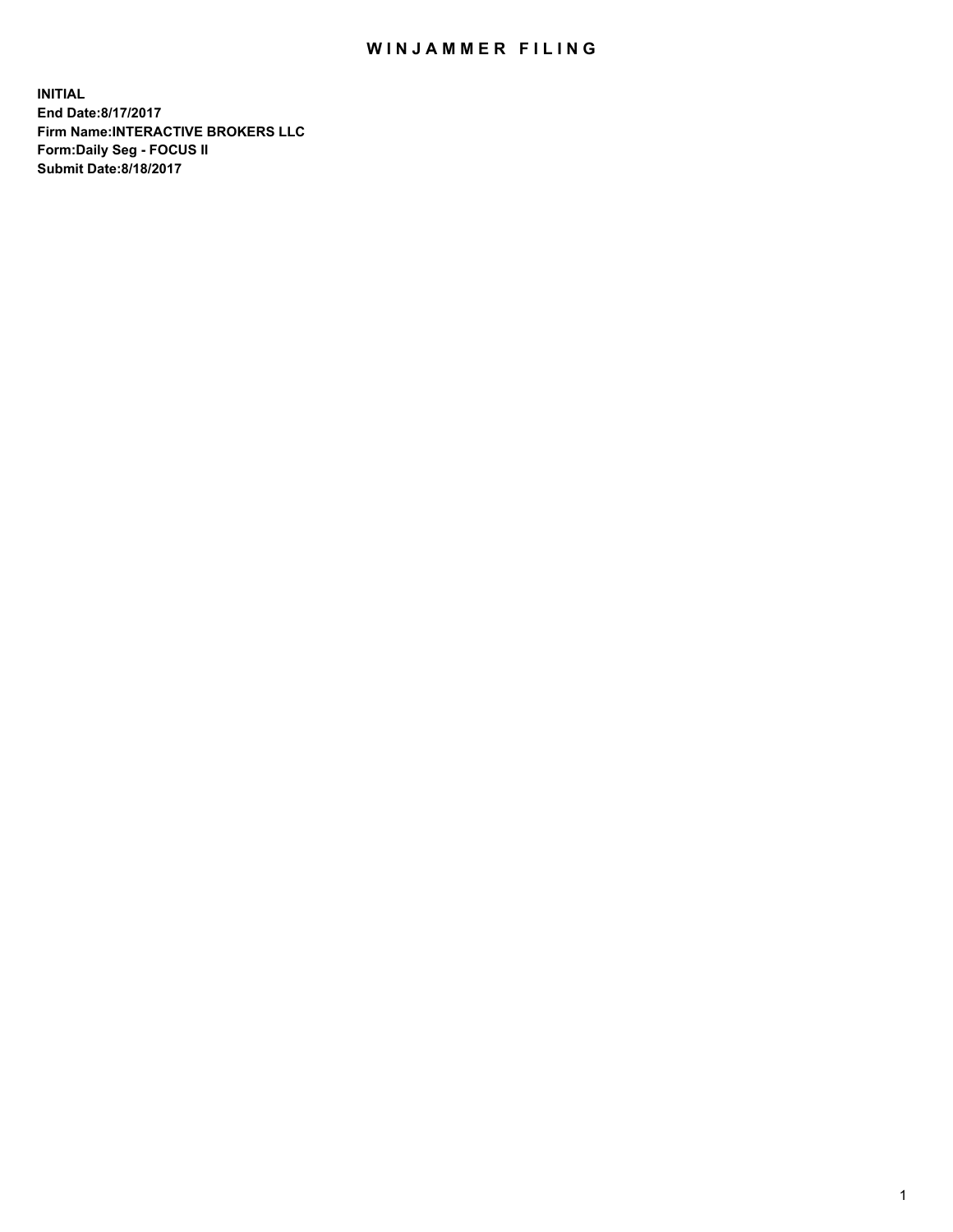# WINJAMMER FILING

**INITIAL**
**End Date:8/17/2017**
**Firm Name:INTERACTIVE BROKERS LLC**
**Form:Daily Seg - FOCUS II**
**Submit Date:8/18/2017**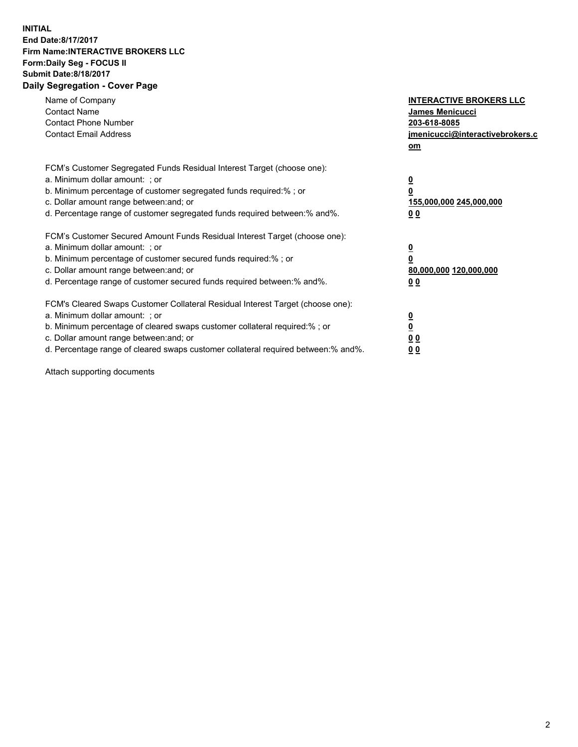**INITIAL**
**End Date:8/17/2017**
**Firm Name:INTERACTIVE BROKERS LLC**
**Form:Daily Seg - FOCUS II**
**Submit Date:8/18/2017**
**Daily Segregation - Cover Page**

| | |
|---|---|
| Name of Company | **INTERACTIVE BROKERS LLC** |
| Contact Name | **James Menicucci** |
| Contact Phone Number | **203-618-8085** |
| Contact Email Address | **jmenicucci@interactivebrokers.com** |

FCM's Customer Segregated Funds Residual Interest Target (choose one):

| | |
|---|---|
| a. Minimum dollar amount: ; or | **0** |
| b. Minimum percentage of customer segregated funds required:% ; or | **0** |
| c. Dollar amount range between:and; or | **155,000,000 245,000,000** |
| d. Percentage range of customer segregated funds required between:% and%. | **0 0** |

FCM's Customer Secured Amount Funds Residual Interest Target (choose one):

| | |
|---|---|
| a. Minimum dollar amount: ; or | **0** |
| b. Minimum percentage of customer secured funds required:% ; or | **0** |
| c. Dollar amount range between:and; or | **80,000,000 120,000,000** |
| d. Percentage range of customer secured funds required between:% and%. | **0 0** |

FCM's Cleared Swaps Customer Collateral Residual Interest Target (choose one):

| | |
|---|---|
| a. Minimum dollar amount: ; or | **0** |
| b. Minimum percentage of cleared swaps customer collateral required:% ; or | **0** |
| c. Dollar amount range between:and; or | **0 0** |
| d. Percentage range of cleared swaps customer collateral required between:% and%. | **0 0** |

Attach supporting documents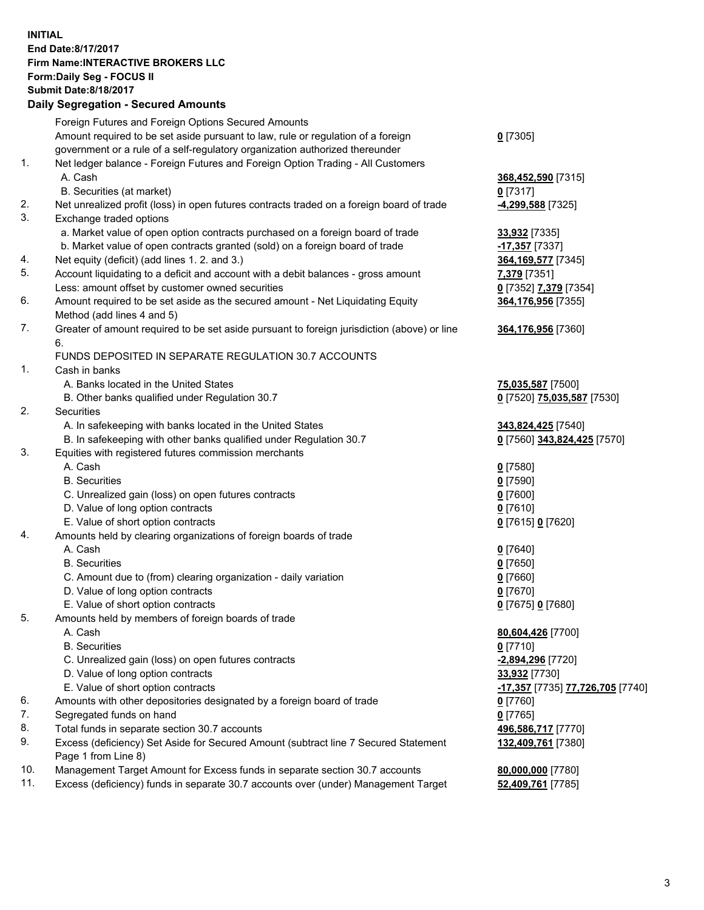**INITIAL**
**End Date:8/17/2017**
**Firm Name:INTERACTIVE BROKERS LLC**
**Form:Daily Seg - FOCUS II**
**Submit Date:8/18/2017**

## Daily Segregation - Secured Amounts

| | | |
|---|---|---|
| | Foreign Futures and Foreign Options Secured Amounts | |
| | Amount required to be set aside pursuant to law, rule or regulation of a foreign government or a rule of a self-regulatory organization authorized thereunder | **0** [7305] |
| 1. | Net ledger balance - Foreign Futures and Foreign Option Trading - All Customers | |
| | A. Cash | **368,452,590** [7315] |
| | B. Securities (at market) | **0** [7317] |
| 2. | Net unrealized profit (loss) in open futures contracts traded on a foreign board of trade | **-4,299,588** [7325] |
| 3. | Exchange traded options | |
| | a. Market value of open option contracts purchased on a foreign board of trade | **33,932** [7335] |
| | b. Market value of open contracts granted (sold) on a foreign board of trade | **-17,357** [7337] |
| 4. | Net equity (deficit) (add lines 1. 2. and 3.) | **364,169,577** [7345] |
| 5. | Account liquidating to a deficit and account with a debit balances - gross amount | **7,379** [7351] |
| | Less: amount offset by customer owned securities | **0** [7352] **7,379** [7354] |
| 6. | Amount required to be set aside as the secured amount - Net Liquidating Equity Method (add lines 4 and 5) | **364,176,956** [7355] |
| 7. | Greater of amount required to be set aside pursuant to foreign jurisdiction (above) or line 6. | **364,176,956** [7360] |
| | FUNDS DEPOSITED IN SEPARATE REGULATION 30.7 ACCOUNTS | |
| 1. | Cash in banks | |
| | A. Banks located in the United States | **75,035,587** [7500] |
| | B. Other banks qualified under Regulation 30.7 | **0** [7520] **75,035,587** [7530] |
| 2. | Securities | |
| | A. In safekeeping with banks located in the United States | **343,824,425** [7540] |
| | B. In safekeeping with other banks qualified under Regulation 30.7 | **0** [7560] **343,824,425** [7570] |
| 3. | Equities with registered futures commission merchants | |
| | A. Cash | **0** [7580] |
| | B. Securities | **0** [7590] |
| | C. Unrealized gain (loss) on open futures contracts | **0** [7600] |
| | D. Value of long option contracts | **0** [7610] |
| | E. Value of short option contracts | **0** [7615] **0** [7620] |
| 4. | Amounts held by clearing organizations of foreign boards of trade | |
| | A. Cash | **0** [7640] |
| | B. Securities | **0** [7650] |
| | C. Amount due to (from) clearing organization - daily variation | **0** [7660] |
| | D. Value of long option contracts | **0** [7670] |
| | E. Value of short option contracts | **0** [7675] **0** [7680] |
| 5. | Amounts held by members of foreign boards of trade | |
| | A. Cash | **80,604,426** [7700] |
| | B. Securities | **0** [7710] |
| | C. Unrealized gain (loss) on open futures contracts | **-2,894,296** [7720] |
| | D. Value of long option contracts | **33,932** [7730] |
| | E. Value of short option contracts | **-17,357** [7735] **77,726,705** [7740] |
| 6. | Amounts with other depositories designated by a foreign board of trade | **0** [7760] |
| 7. | Segregated funds on hand | **0** [7765] |
| 8. | Total funds in separate section 30.7 accounts | **496,586,717** [7770] |
| 9. | Excess (deficiency) Set Aside for Secured Amount (subtract line 7 Secured Statement Page 1 from Line 8) | **132,409,761** [7380] |
| 10. | Management Target Amount for Excess funds in separate section 30.7 accounts | **80,000,000** [7780] |
| 11. | Excess (deficiency) funds in separate 30.7 accounts over (under) Management Target | **52,409,761** [7785] |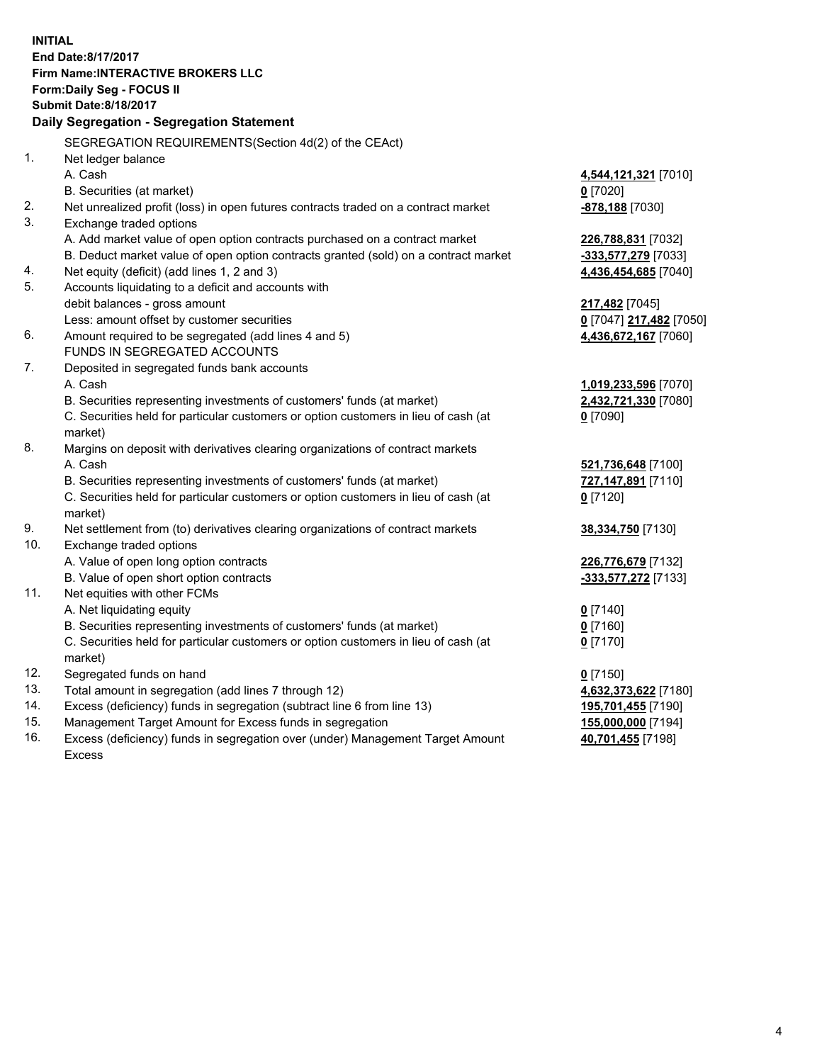**INITIAL**
**End Date:8/17/2017**
**Firm Name:INTERACTIVE BROKERS LLC**
**Form:Daily Seg - FOCUS II**
**Submit Date:8/18/2017**

## Daily Segregation - Segregation Statement

SEGREGATION REQUIREMENTS(Section 4d(2) of the CEAct)

| | | |
|---|---|---|
| 1. | Net ledger balance | |
| | A. Cash | **4,544,121,321** [7010] |
| | B. Securities (at market) | **0** [7020] |
| 2. | Net unrealized profit (loss) in open futures contracts traded on a contract market | **-878,188** [7030] |
| 3. | Exchange traded options | |
| | A. Add market value of open option contracts purchased on a contract market | **226,788,831** [7032] |
| | B. Deduct market value of open option contracts granted (sold) on a contract market | **-333,577,279** [7033] |
| 4. | Net equity (deficit) (add lines 1, 2 and 3) | **4,436,454,685** [7040] |
| 5. | Accounts liquidating to a deficit and accounts with debit balances - gross amount | **217,482** [7045] |
| | Less: amount offset by customer securities | **0** [7047] **217,482** [7050] |
| 6. | Amount required to be segregated (add lines 4 and 5) | **4,436,672,167** [7060] |
| | FUNDS IN SEGREGATED ACCOUNTS | |
| 7. | Deposited in segregated funds bank accounts | |
| | A. Cash | **1,019,233,596** [7070] |
| | B. Securities representing investments of customers' funds (at market) | **2,432,721,330** [7080] |
| | C. Securities held for particular customers or option customers in lieu of cash (at market) | **0** [7090] |
| 8. | Margins on deposit with derivatives clearing organizations of contract markets | |
| | A. Cash | **521,736,648** [7100] |
| | B. Securities representing investments of customers' funds (at market) | **727,147,891** [7110] |
| | C. Securities held for particular customers or option customers in lieu of cash (at market) | **0** [7120] |
| 9. | Net settlement from (to) derivatives clearing organizations of contract markets | **38,334,750** [7130] |
| 10. | Exchange traded options | |
| | A. Value of open long option contracts | **226,776,679** [7132] |
| | B. Value of open short option contracts | **-333,577,272** [7133] |
| 11. | Net equities with other FCMs | |
| | A. Net liquidating equity | **0** [7140] |
| | B. Securities representing investments of customers' funds (at market) | **0** [7160] |
| | C. Securities held for particular customers or option customers in lieu of cash (at market) | **0** [7170] |
| 12. | Segregated funds on hand | **0** [7150] |
| 13. | Total amount in segregation (add lines 7 through 12) | **4,632,373,622** [7180] |
| 14. | Excess (deficiency) funds in segregation (subtract line 6 from line 13) | **195,701,455** [7190] |
| 15. | Management Target Amount for Excess funds in segregation | **155,000,000** [7194] |
| 16. | Excess (deficiency) funds in segregation over (under) Management Target Amount Excess | **40,701,455** [7198] |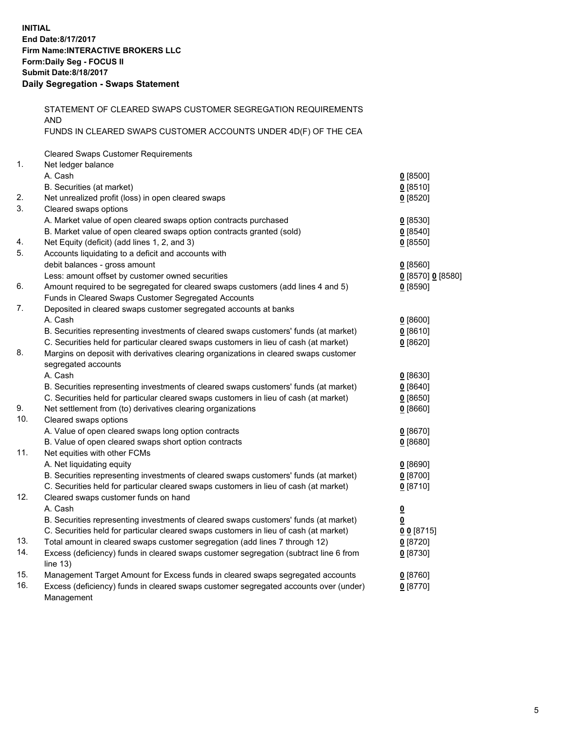**INITIAL**
**End Date:8/17/2017**
**Firm Name:INTERACTIVE BROKERS LLC**
**Form:Daily Seg - FOCUS II**
**Submit Date:8/18/2017**
**Daily Segregation - Swaps Statement**

STATEMENT OF CLEARED SWAPS CUSTOMER SEGREGATION REQUIREMENTS AND FUNDS IN CLEARED SWAPS CUSTOMER ACCOUNTS UNDER 4D(F) OF THE CEA

| | | |
|---|---|---|
| | Cleared Swaps Customer Requirements | |
| 1. | Net ledger balance | |
| | A. Cash | 0 [8500] |
| | B. Securities (at market) | 0 [8510] |
| 2. | Net unrealized profit (loss) in open cleared swaps | 0 [8520] |
| 3. | Cleared swaps options | |
| | A. Market value of open cleared swaps option contracts purchased | 0 [8530] |
| | B. Market value of open cleared swaps option contracts granted (sold) | 0 [8540] |
| 4. | Net Equity (deficit) (add lines 1, 2, and 3) | 0 [8550] |
| 5. | Accounts liquidating to a deficit and accounts with debit balances - gross amount | 0 [8560] |
| | Less: amount offset by customer owned securities | 0 [8570] 0 [8580] |
| 6. | Amount required to be segregated for cleared swaps customers (add lines 4 and 5) | 0 [8590] |
| | Funds in Cleared Swaps Customer Segregated Accounts | |
| 7. | Deposited in cleared swaps customer segregated accounts at banks | |
| | A. Cash | 0 [8600] |
| | B. Securities representing investments of cleared swaps customers' funds (at market) | 0 [8610] |
| | C. Securities held for particular cleared swaps customers in lieu of cash (at market) | 0 [8620] |
| 8. | Margins on deposit with derivatives clearing organizations in cleared swaps customer segregated accounts | |
| | A. Cash | 0 [8630] |
| | B. Securities representing investments of cleared swaps customers' funds (at market) | 0 [8640] |
| | C. Securities held for particular cleared swaps customers in lieu of cash (at market) | 0 [8650] |
| 9. | Net settlement from (to) derivatives clearing organizations | 0 [8660] |
| 10. | Cleared swaps options | |
| | A. Value of open cleared swaps long option contracts | 0 [8670] |
| | B. Value of open cleared swaps short option contracts | 0 [8680] |
| 11. | Net equities with other FCMs | |
| | A. Net liquidating equity | 0 [8690] |
| | B. Securities representing investments of cleared swaps customers' funds (at market) | 0 [8700] |
| | C. Securities held for particular cleared swaps customers in lieu of cash (at market) | 0 [8710] |
| 12. | Cleared swaps customer funds on hand | |
| | A. Cash | 0 |
| | B. Securities representing investments of cleared swaps customers' funds (at market) | 0 |
| | C. Securities held for particular cleared swaps customers in lieu of cash (at market) | 0 0 [8715] |
| 13. | Total amount in cleared swaps customer segregation (add lines 7 through 12) | 0 [8720] |
| 14. | Excess (deficiency) funds in cleared swaps customer segregation (subtract line 6 from line 13) | 0 [8730] |
| 15. | Management Target Amount for Excess funds in cleared swaps segregated accounts | 0 [8760] |
| 16. | Excess (deficiency) funds in cleared swaps customer segregated accounts over (under) Management | 0 [8770] |